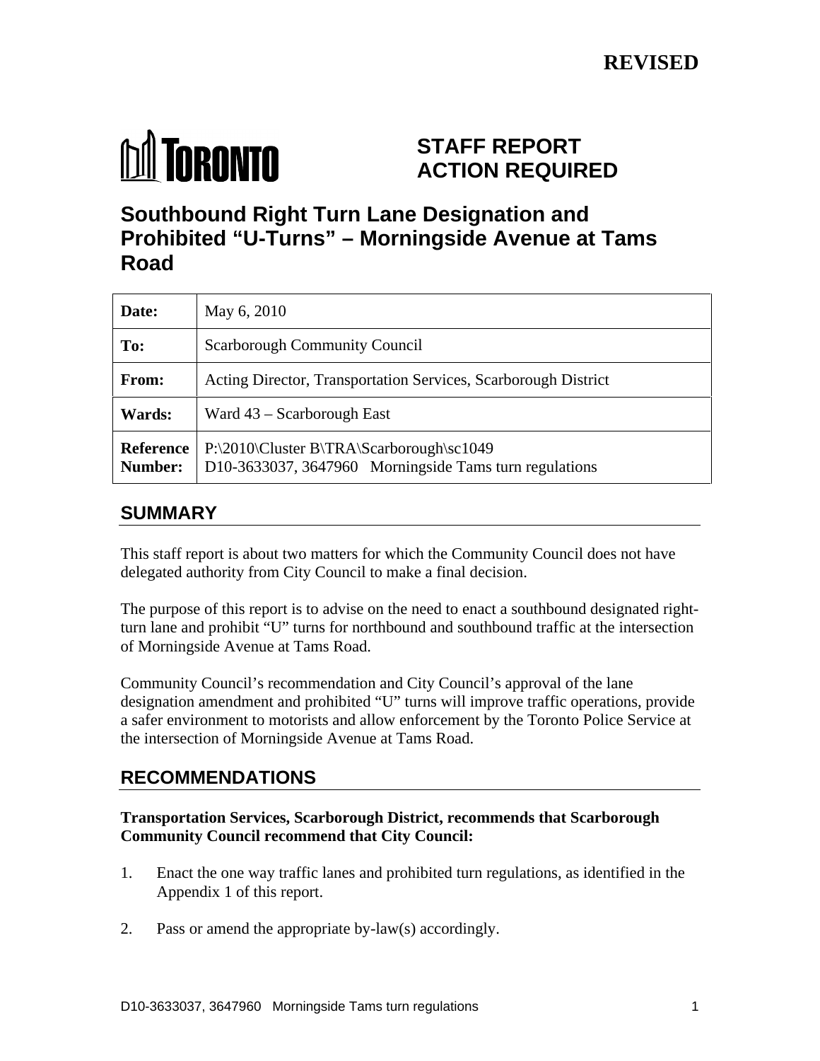**REVISED**

TORONTO

# STAFF REPORT ACTION REQUIRED

# Southbound Right Turn Lane Designation and Prohibited "U-Turns" – Morningside Avenue at Tams Road

| | |
|---|---|
| **Date:** | May 6, 2010 |
| **To:** | Scarborough Community Council |
| **From:** | Acting Director, Transportation Services, Scarborough District |
| **Wards:** | Ward 43 – Scarborough East |
| **Reference Number:** | P:\2010\Cluster B\TRA\Scarborough\sc1049<br>D10-3633037, 3647960 Morningside Tams turn regulations |

## SUMMARY

This staff report is about two matters for which the Community Council does not have delegated authority from City Council to make a final decision.

The purpose of this report is to advise on the need to enact a southbound designated right-turn lane and prohibit "U" turns for northbound and southbound traffic at the intersection of Morningside Avenue at Tams Road.

Community Council's recommendation and City Council's approval of the lane designation amendment and prohibited "U" turns will improve traffic operations, provide a safer environment to motorists and allow enforcement by the Toronto Police Service at the intersection of Morningside Avenue at Tams Road.

## RECOMMENDATIONS

**Transportation Services, Scarborough District, recommends that Scarborough Community Council recommend that City Council:**

1. Enact the one way traffic lanes and prohibited turn regulations, as identified in the Appendix 1 of this report.
2. Pass or amend the appropriate by-law(s) accordingly.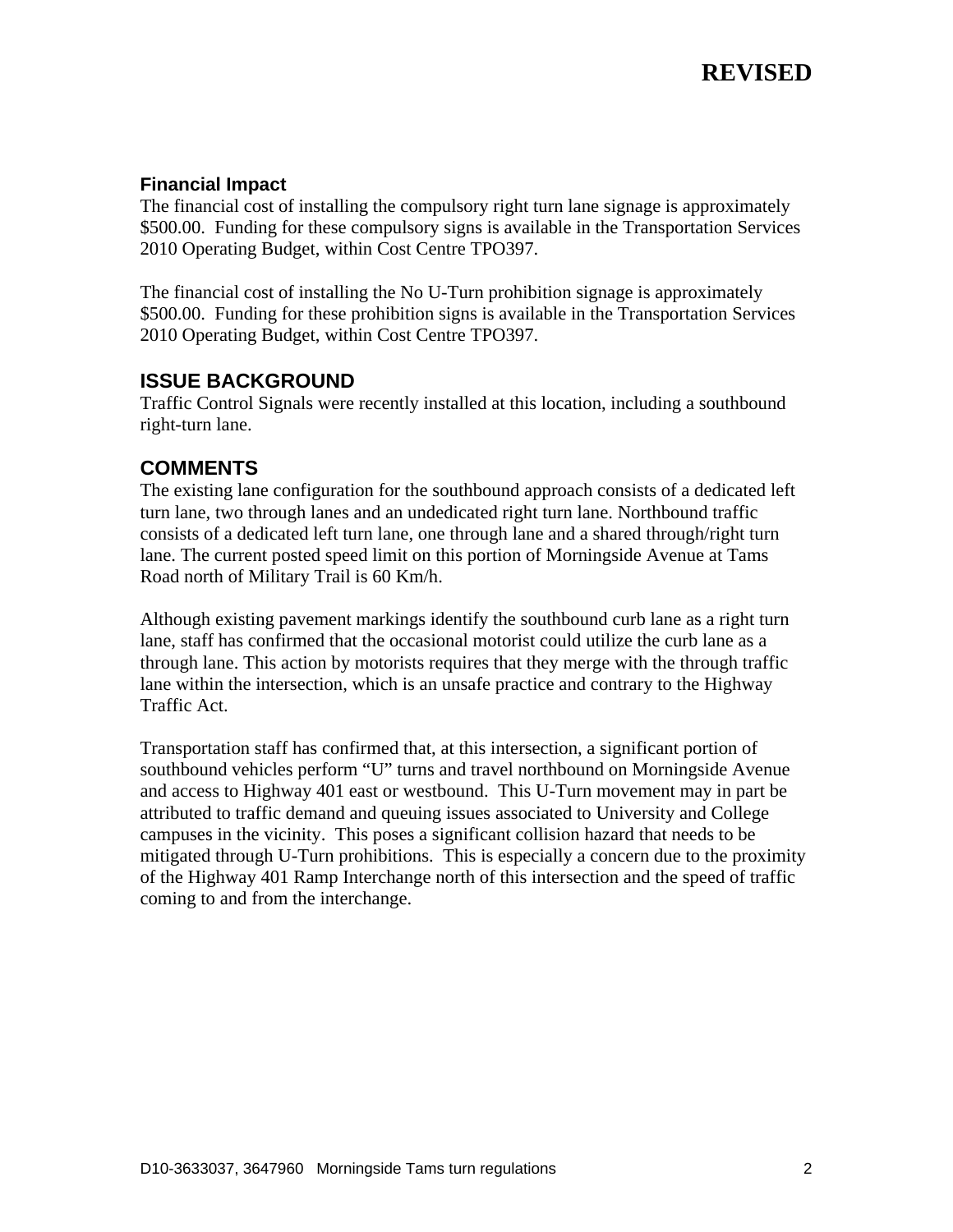**REVISED**

### Financial Impact

The financial cost of installing the compulsory right turn lane signage is approximately $500.00. Funding for these compulsory signs is available in the Transportation Services 2010 Operating Budget, within Cost Centre TPO397.

The financial cost of installing the No U-Turn prohibition signage is approximately $500.00. Funding for these prohibition signs is available in the Transportation Services 2010 Operating Budget, within Cost Centre TPO397.

## ISSUE BACKGROUND

Traffic Control Signals were recently installed at this location, including a southbound right-turn lane.

## COMMENTS

The existing lane configuration for the southbound approach consists of a dedicated left turn lane, two through lanes and an undedicated right turn lane. Northbound traffic consists of a dedicated left turn lane, one through lane and a shared through/right turn lane. The current posted speed limit on this portion of Morningside Avenue at Tams Road north of Military Trail is 60 Km/h.

Although existing pavement markings identify the southbound curb lane as a right turn lane, staff has confirmed that the occasional motorist could utilize the curb lane as a through lane. This action by motorists requires that they merge with the through traffic lane within the intersection, which is an unsafe practice and contrary to the Highway Traffic Act.

Transportation staff has confirmed that, at this intersection, a significant portion of southbound vehicles perform "U" turns and travel northbound on Morningside Avenue and access to Highway 401 east or westbound. This U-Turn movement may in part be attributed to traffic demand and queuing issues associated to University and College campuses in the vicinity. This poses a significant collision hazard that needs to be mitigated through U-Turn prohibitions. This is especially a concern due to the proximity of the Highway 401 Ramp Interchange north of this intersection and the speed of traffic coming to and from the interchange.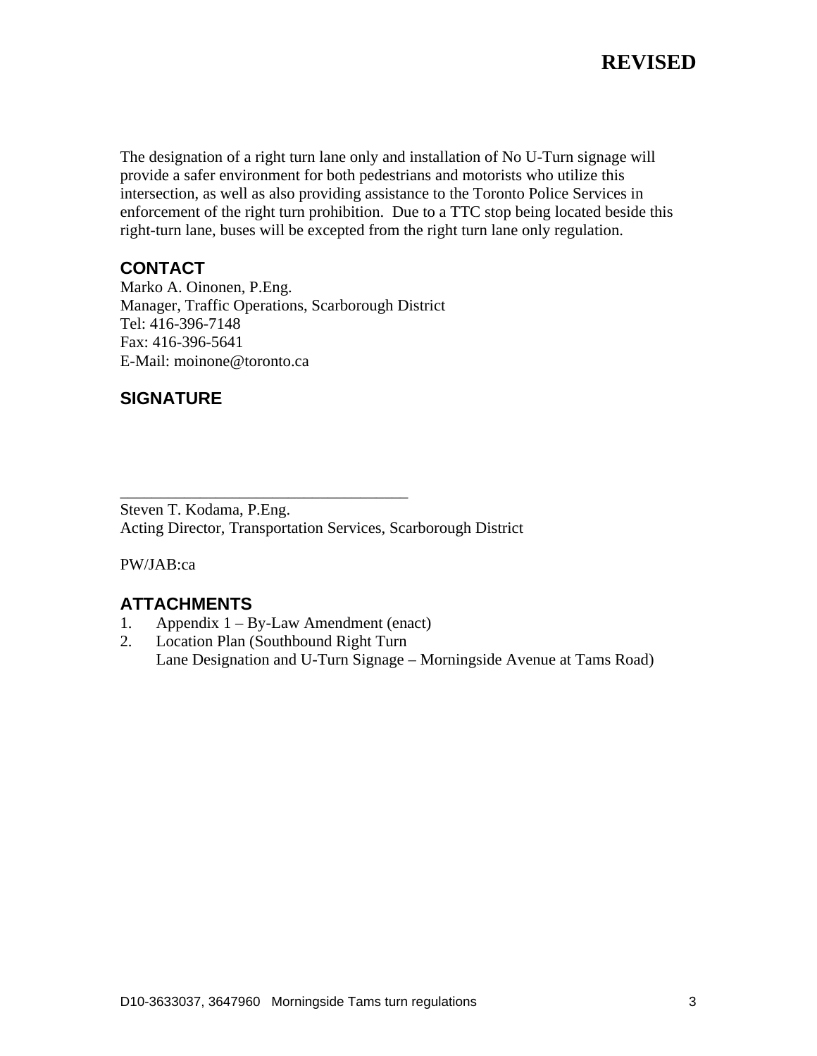**REVISED**

The designation of a right turn lane only and installation of No U-Turn signage will provide a safer environment for both pedestrians and motorists who utilize this intersection, as well as also providing assistance to the Toronto Police Services in enforcement of the right turn prohibition. Due to a TTC stop being located beside this right-turn lane, buses will be excepted from the right turn lane only regulation.

## CONTACT

Marko A. Oinonen, P.Eng.
Manager, Traffic Operations, Scarborough District
Tel: 416-396-7148
Fax: 416-396-5641
E-Mail: moinone@toronto.ca

## SIGNATURE

_________________________________

Steven T. Kodama, P.Eng.
Acting Director, Transportation Services, Scarborough District

PW/JAB:ca

## ATTACHMENTS

1. Appendix 1 – By-Law Amendment (enact)
2. Location Plan (Southbound Right Turn Lane Designation and U-Turn Signage – Morningside Avenue at Tams Road)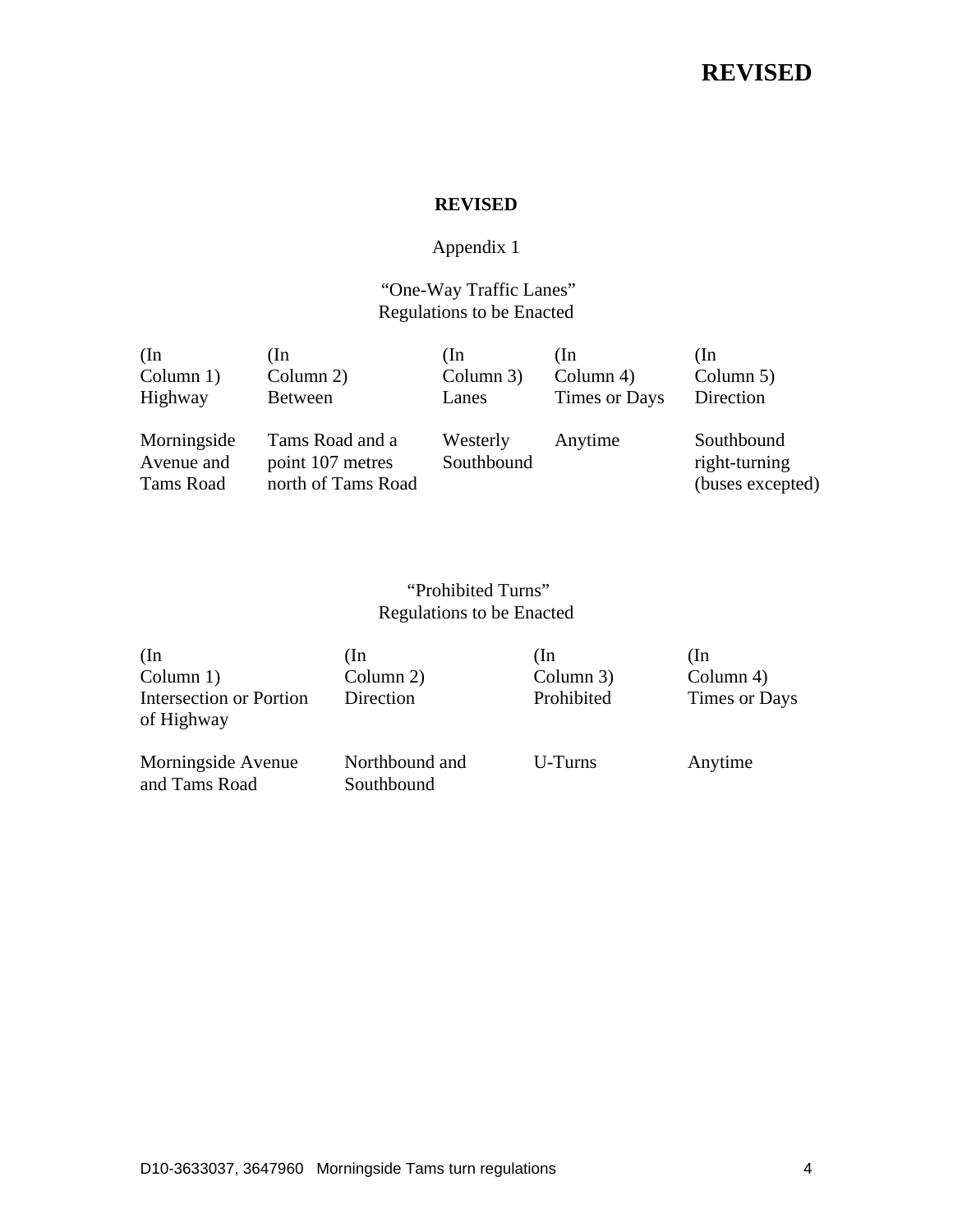# REVISED

**REVISED**

Appendix 1

"One-Way Traffic Lanes"
Regulations to be Enacted

| (In Column 1) Highway | (In Column 2) Between | (In Column 3) Lanes | (In Column 4) Times or Days | (In Column 5) Direction |
|---|---|---|---|---|
| Morningside Avenue and Tams Road | Tams Road and a point 107 metres north of Tams Road | Westerly Southbound | Anytime | Southbound right-turning (buses excepted) |

"Prohibited Turns"
Regulations to be Enacted

| (In Column 1) Intersection or Portion of Highway | (In Column 2) Direction | (In Column 3) Prohibited | (In Column 4) Times or Days |
|---|---|---|---|
| Morningside Avenue and Tams Road | Northbound and Southbound | U-Turns | Anytime |

D10-3633037, 3647960 Morningside Tams turn regulations